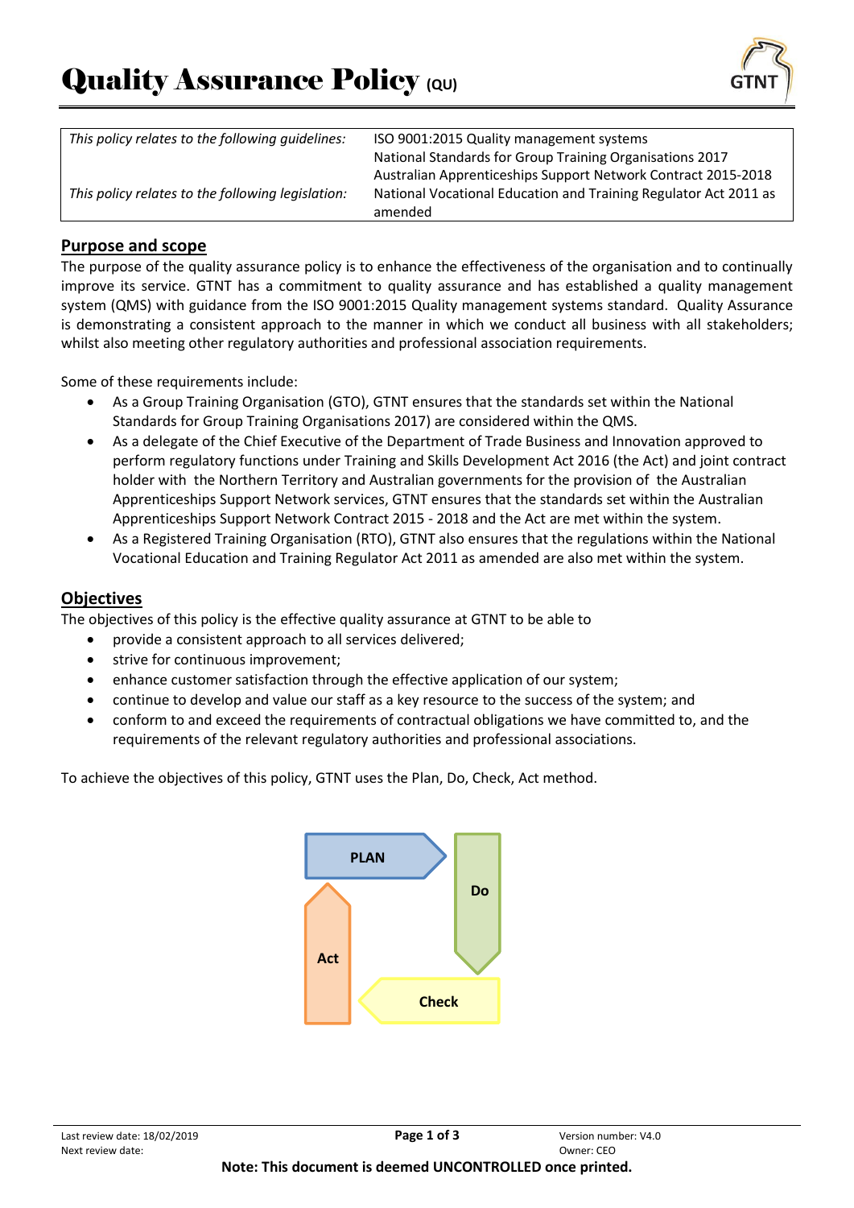# Quality Assurance Policy (QU)

| *This policy relates to the following guidelines:* | ISO 9001:2015 Quality management systems<br>National Standards for Group Training Organisations 2017<br>Australian Apprenticeships Support Network Contract 2015-2018 |
|---|---|
| *This policy relates to the following legislation:* | National Vocational Education and Training Regulator Act 2011 as amended |

## Purpose and scope

The purpose of the quality assurance policy is to enhance the effectiveness of the organisation and to continually improve its service. GTNT has a commitment to quality assurance and has established a quality management system (QMS) with guidance from the ISO 9001:2015 Quality management systems standard. Quality Assurance is demonstrating a consistent approach to the manner in which we conduct all business with all stakeholders; whilst also meeting other regulatory authorities and professional association requirements.

Some of these requirements include:

- As a Group Training Organisation (GTO), GTNT ensures that the standards set within the National Standards for Group Training Organisations 2017) are considered within the QMS.
- As a delegate of the Chief Executive of the Department of Trade Business and Innovation approved to perform regulatory functions under Training and Skills Development Act 2016 (the Act) and joint contract holder with the Northern Territory and Australian governments for the provision of the Australian Apprenticeships Support Network services, GTNT ensures that the standards set within the Australian Apprenticeships Support Network Contract 2015 - 2018 and the Act are met within the system.
- As a Registered Training Organisation (RTO), GTNT also ensures that the regulations within the National Vocational Education and Training Regulator Act 2011 as amended are also met within the system.

## Objectives

The objectives of this policy is the effective quality assurance at GTNT to be able to

- provide a consistent approach to all services delivered;
- strive for continuous improvement;
- enhance customer satisfaction through the effective application of our system;
- continue to develop and value our staff as a key resource to the success of the system; and
- conform to and exceed the requirements of contractual obligations we have committed to, and the requirements of the relevant regulatory authorities and professional associations.

To achieve the objectives of this policy, GTNT uses the Plan, Do, Check, Act method.

PLAN → Do → Check → Act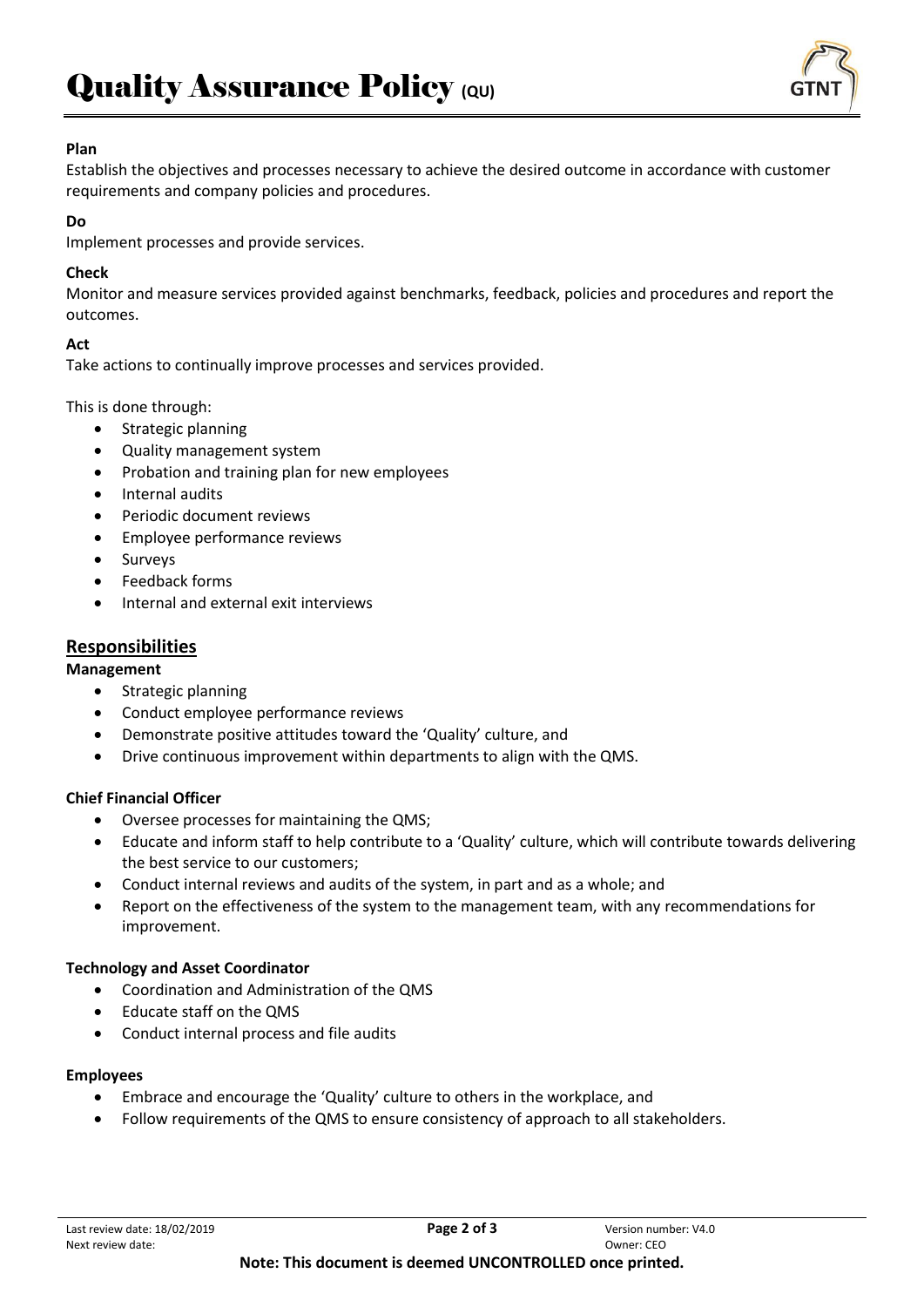**Plan**

Establish the objectives and processes necessary to achieve the desired outcome in accordance with customer requirements and company policies and procedures.

**Do**

Implement processes and provide services.

**Check**

Monitor and measure services provided against benchmarks, feedback, policies and procedures and report the outcomes.

**Act**

Take actions to continually improve processes and services provided.

This is done through:

- Strategic planning
- Quality management system
- Probation and training plan for new employees
- Internal audits
- Periodic document reviews
- Employee performance reviews
- Surveys
- Feedback forms
- Internal and external exit interviews

## Responsibilities

**Management**

- Strategic planning
- Conduct employee performance reviews
- Demonstrate positive attitudes toward the 'Quality' culture, and
- Drive continuous improvement within departments to align with the QMS.

**Chief Financial Officer**

- Oversee processes for maintaining the QMS;
- Educate and inform staff to help contribute to a 'Quality' culture, which will contribute towards delivering the best service to our customers;
- Conduct internal reviews and audits of the system, in part and as a whole; and
- Report on the effectiveness of the system to the management team, with any recommendations for improvement.

**Technology and Asset Coordinator**

- Coordination and Administration of the QMS
- Educate staff on the QMS
- Conduct internal process and file audits

**Employees**

- Embrace and encourage the 'Quality' culture to others in the workplace, and
- Follow requirements of the QMS to ensure consistency of approach to all stakeholders.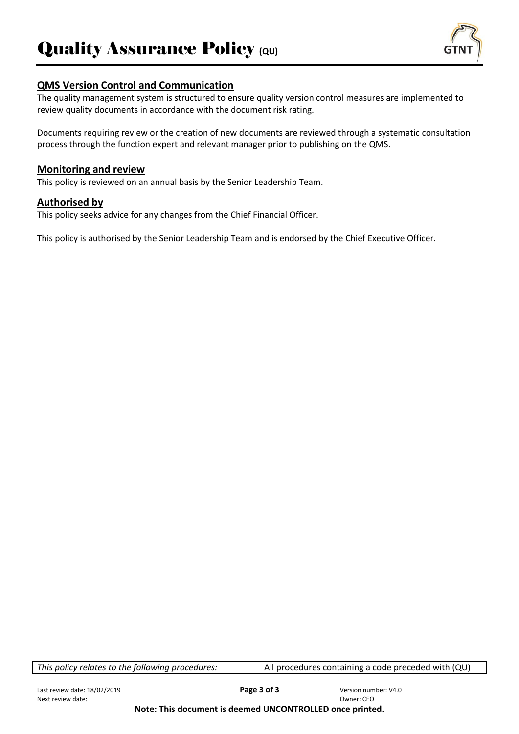## QMS Version Control and Communication

The quality management system is structured to ensure quality version control measures are implemented to review quality documents in accordance with the document risk rating.

Documents requiring review or the creation of new documents are reviewed through a systematic consultation process through the function expert and relevant manager prior to publishing on the QMS.

## Monitoring and review

This policy is reviewed on an annual basis by the Senior Leadership Team.

## Authorised by

This policy seeks advice for any changes from the Chief Financial Officer.

This policy is authorised by the Senior Leadership Team and is endorsed by the Chief Executive Officer.

| | |
|---|---|
| *This policy relates to the following procedures:* | All procedures containing a code preceded with (QU) |